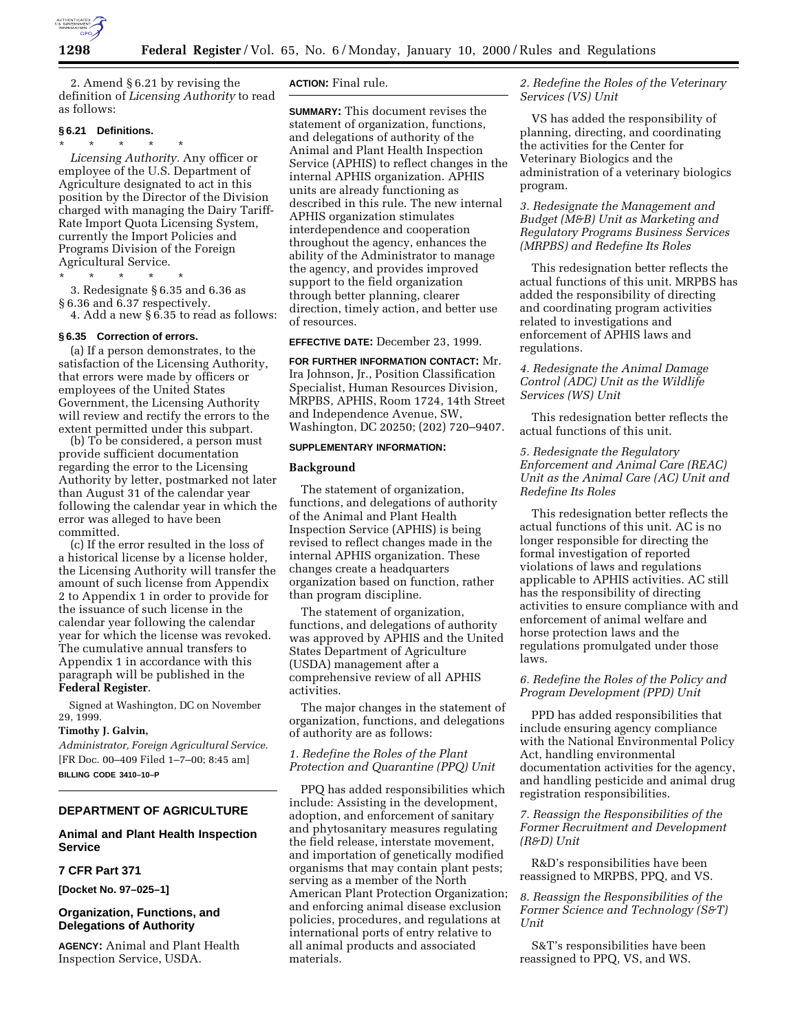2. Amend § 6.21 by revising the definition of *Licensing Authority* to read as follows:

**§ 6.21 Definitions.**

\* \* \* \* \*

*Licensing Authority.* Any officer or employee of the U.S. Department of Agriculture designated to act in this position by the Director of the Division charged with managing the Dairy Tariff-Rate Import Quota Licensing System, currently the Import Policies and Programs Division of the Foreign Agricultural Service.

\* \* \* \* \*

3. Redesignate § 6.35 and 6.36 as § 6.36 and 6.37 respectively.

4. Add a new § 6.35 to read as follows:

**§ 6.35 Correction of errors.**

(a) If a person demonstrates, to the satisfaction of the Licensing Authority, that errors were made by officers or employees of the United States Government, the Licensing Authority will review and rectify the errors to the extent permitted under this subpart.

(b) To be considered, a person must provide sufficient documentation regarding the error to the Licensing Authority by letter, postmarked not later than August 31 of the calendar year following the calendar year in which the error was alleged to have been committed.

(c) If the error resulted in the loss of a historical license by a license holder, the Licensing Authority will transfer the amount of such license from Appendix 2 to Appendix 1 in order to provide for the issuance of such license in the calendar year following the calendar year for which the license was revoked. The cumulative annual transfers to Appendix 1 in accordance with this paragraph will be published in the **Federal Register**.

Signed at Washington, DC on November 29, 1999.

**Timothy J. Galvin,**

*Administrator, Foreign Agricultural Service.*

[FR Doc. 00–409 Filed 1–7–00; 8:45 am]

**BILLING CODE 3410–10–P**

---

## DEPARTMENT OF AGRICULTURE

### Animal and Plant Health Inspection Service

### 7 CFR Part 371

**[Docket No. 97–025–1]**

### Organization, Functions, and Delegations of Authority

**AGENCY:** Animal and Plant Health Inspection Service, USDA.

**ACTION:** Final rule.

---

**SUMMARY:** This document revises the statement of organization, functions, and delegations of authority of the Animal and Plant Health Inspection Service (APHIS) to reflect changes in the internal APHIS organization. APHIS units are already functioning as described in this rule. The new internal APHIS organization stimulates interdependence and cooperation throughout the agency, enhances the ability of the Administrator to manage the agency, and provides improved support to the field organization through better planning, clearer direction, timely action, and better use of resources.

**EFFECTIVE DATE:** December 23, 1999.

**FOR FURTHER INFORMATION CONTACT:** Mr. Ira Johnson, Jr., Position Classification Specialist, Human Resources Division, MRPBS, APHIS, Room 1724, 14th Street and Independence Avenue, SW, Washington, DC 20250; (202) 720–9407.

**SUPPLEMENTARY INFORMATION:**

**Background**

The statement of organization, functions, and delegations of authority of the Animal and Plant Health Inspection Service (APHIS) is being revised to reflect changes made in the internal APHIS organization. These changes create a headquarters organization based on function, rather than program discipline.

The statement of organization, functions, and delegations of authority was approved by APHIS and the United States Department of Agriculture (USDA) management after a comprehensive review of all APHIS activities.

The major changes in the statement of organization, functions, and delegations of authority are as follows:

*1. Redefine the Roles of the Plant Protection and Quarantine (PPQ) Unit*

PPQ has added responsibilities which include: Assisting in the development, adoption, and enforcement of sanitary and phytosanitary measures regulating the field release, interstate movement, and importation of genetically modified organisms that may contain plant pests; serving as a member of the North American Plant Protection Organization; and enforcing animal disease exclusion policies, procedures, and regulations at international ports of entry relative to all animal products and associated materials.

*2. Redefine the Roles of the Veterinary Services (VS) Unit*

VS has added the responsibility of planning, directing, and coordinating the activities for the Center for Veterinary Biologics and the administration of a veterinary biologics program.

*3. Redesignate the Management and Budget (M&B) Unit as Marketing and Regulatory Programs Business Services (MRPBS) and Redefine Its Roles*

This redesignation better reflects the actual functions of this unit. MRPBS has added the responsibility of directing and coordinating program activities related to investigations and enforcement of APHIS laws and regulations.

*4. Redesignate the Animal Damage Control (ADC) Unit as the Wildlife Services (WS) Unit*

This redesignation better reflects the actual functions of this unit.

*5. Redesignate the Regulatory Enforcement and Animal Care (REAC) Unit as the Animal Care (AC) Unit and Redefine Its Roles*

This redesignation better reflects the actual functions of this unit. AC is no longer responsible for directing the formal investigation of reported violations of laws and regulations applicable to APHIS activities. AC still has the responsibility of directing activities to ensure compliance with and enforcement of animal welfare and horse protection laws and the regulations promulgated under those laws.

*6. Redefine the Roles of the Policy and Program Development (PPD) Unit*

PPD has added responsibilities that include ensuring agency compliance with the National Environmental Policy Act, handling environmental documentation activities for the agency, and handling pesticide and animal drug registration responsibilities.

*7. Reassign the Responsibilities of the Former Recruitment and Development (R&D) Unit*

R&D's responsibilities have been reassigned to MRPBS, PPQ, and VS.

*8. Reassign the Responsibilities of the Former Science and Technology (S&T) Unit*

S&T's responsibilities have been reassigned to PPQ, VS, and WS.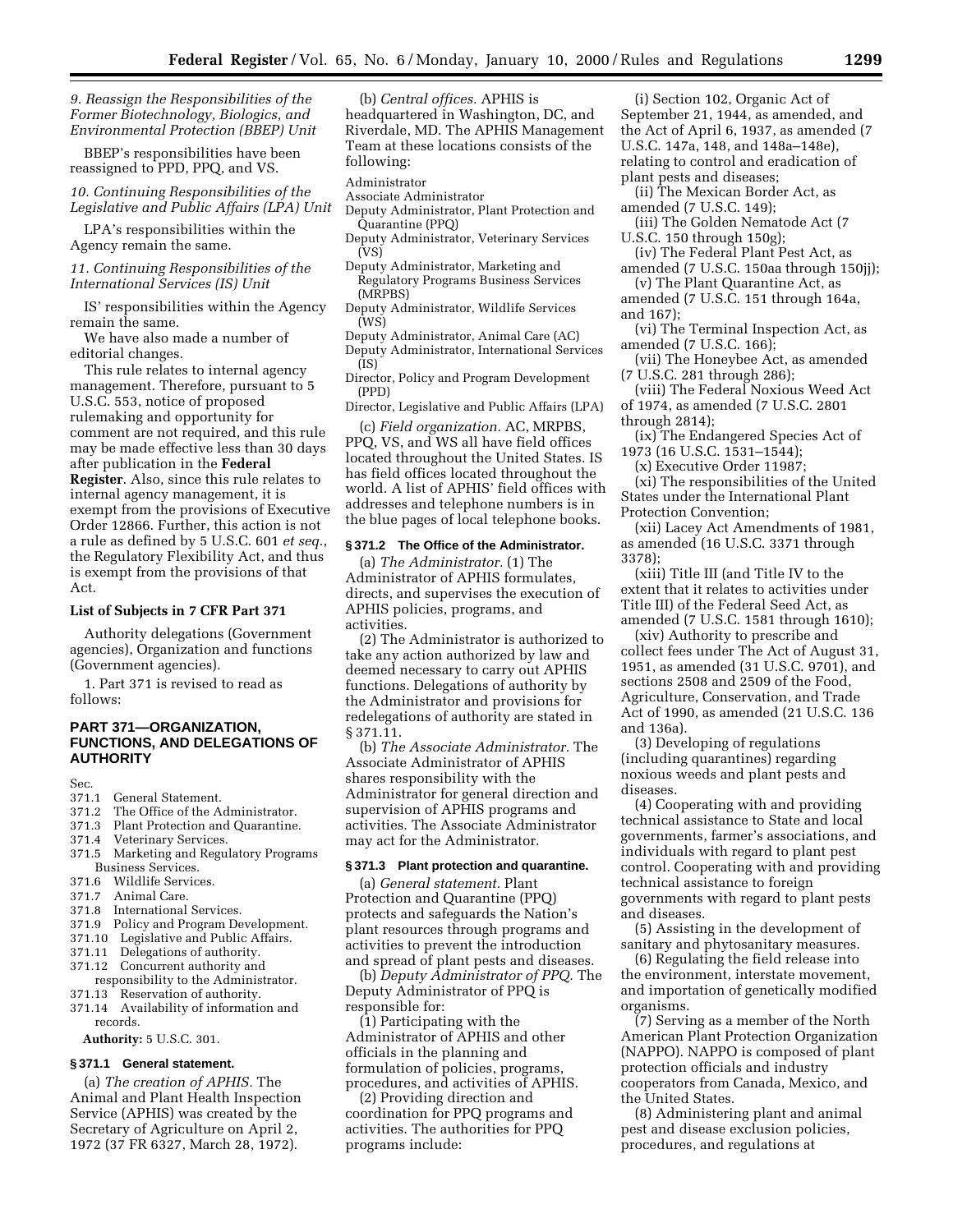*9. Reassign the Responsibilities of the Former Biotechnology, Biologics, and Environmental Protection (BBEP) Unit*

BBEP's responsibilities have been reassigned to PPD, PPQ, and VS.

*10. Continuing Responsibilities of the Legislative and Public Affairs (LPA) Unit*

LPA's responsibilities within the Agency remain the same.

*11. Continuing Responsibilities of the International Services (IS) Unit*

IS' responsibilities within the Agency remain the same.

We have also made a number of editorial changes.

This rule relates to internal agency management. Therefore, pursuant to 5 U.S.C. 553, notice of proposed rulemaking and opportunity for comment are not required, and this rule may be made effective less than 30 days after publication in the **Federal Register**. Also, since this rule relates to internal agency management, it is exempt from the provisions of Executive Order 12866. Further, this action is not a rule as defined by 5 U.S.C. 601 *et seq.*, the Regulatory Flexibility Act, and thus is exempt from the provisions of that Act.

**List of Subjects in 7 CFR Part 371**

Authority delegations (Government agencies), Organization and functions (Government agencies).

1. Part 371 is revised to read as follows:

## PART 371—ORGANIZATION, FUNCTIONS, AND DELEGATIONS OF AUTHORITY

Sec.
371.1 General Statement.
371.2 The Office of the Administrator.
371.3 Plant Protection and Quarantine.
371.4 Veterinary Services.
371.5 Marketing and Regulatory Programs Business Services.
371.6 Wildlife Services.
371.7 Animal Care.
371.8 International Services.
371.9 Policy and Program Development.
371.10 Legislative and Public Affairs.
371.11 Delegations of authority.
371.12 Concurrent authority and responsibility to the Administrator.
371.13 Reservation of authority.
371.14 Availability of information and records.

**Authority:** 5 U.S.C. 301.

### § 371.1 General statement.

(a) *The creation of APHIS.* The Animal and Plant Health Inspection Service (APHIS) was created by the Secretary of Agriculture on April 2, 1972 (37 FR 6327, March 28, 1972).

(b) *Central offices.* APHIS is headquartered in Washington, DC, and Riverdale, MD. The APHIS Management Team at these locations consists of the following:

Administrator
Associate Administrator
Deputy Administrator, Plant Protection and Quarantine (PPQ)
Deputy Administrator, Veterinary Services (VS)
Deputy Administrator, Marketing and Regulatory Programs Business Services (MRPBS)
Deputy Administrator, Wildlife Services (WS)
Deputy Administrator, Animal Care (AC)
Deputy Administrator, International Services (IS)
Director, Policy and Program Development (PPD)
Director, Legislative and Public Affairs (LPA)

(c) *Field organization.* AC, MRPBS, PPQ, VS, and WS all have field offices located throughout the United States. IS has field offices located throughout the world. A list of APHIS' field offices with addresses and telephone numbers is in the blue pages of local telephone books.

### § 371.2 The Office of the Administrator.

(a) *The Administrator.* (1) The Administrator of APHIS formulates, directs, and supervises the execution of APHIS policies, programs, and activities.

(2) The Administrator is authorized to take any action authorized by law and deemed necessary to carry out APHIS functions. Delegations of authority by the Administrator and provisions for redelegations of authority are stated in § 371.11.

(b) *The Associate Administrator.* The Associate Administrator of APHIS shares responsibility with the Administrator for general direction and supervision of APHIS programs and activities. The Associate Administrator may act for the Administrator.

### § 371.3 Plant protection and quarantine.

(a) *General statement.* Plant Protection and Quarantine (PPQ) protects and safeguards the Nation's plant resources through programs and activities to prevent the introduction and spread of plant pests and diseases.

(b) *Deputy Administrator of PPQ.* The Deputy Administrator of PPQ is responsible for:

(1) Participating with the Administrator of APHIS and other officials in the planning and formulation of policies, programs, procedures, and activities of APHIS.

(2) Providing direction and coordination for PPQ programs and activities. The authorities for PPQ programs include:

(i) Section 102, Organic Act of September 21, 1944, as amended, and the Act of April 6, 1937, as amended (7 U.S.C. 147a, 148, and 148a–148e), relating to control and eradication of plant pests and diseases;

(ii) The Mexican Border Act, as amended (7 U.S.C. 149);

(iii) The Golden Nematode Act (7 U.S.C. 150 through 150g);

(iv) The Federal Plant Pest Act, as amended (7 U.S.C. 150aa through 150jj);

(v) The Plant Quarantine Act, as amended (7 U.S.C. 151 through 164a, and 167);

(vi) The Terminal Inspection Act, as amended (7 U.S.C. 166);

(vii) The Honeybee Act, as amended (7 U.S.C. 281 through 286);

(viii) The Federal Noxious Weed Act of 1974, as amended (7 U.S.C. 2801 through 2814);

(ix) The Endangered Species Act of 1973 (16 U.S.C. 1531–1544);

(x) Executive Order 11987;

(xi) The responsibilities of the United States under the International Plant Protection Convention;

(xii) Lacey Act Amendments of 1981, as amended (16 U.S.C. 3371 through 3378);

(xiii) Title III (and Title IV to the extent that it relates to activities under Title III) of the Federal Seed Act, as amended (7 U.S.C. 1581 through 1610);

(xiv) Authority to prescribe and collect fees under The Act of August 31, 1951, as amended (31 U.S.C. 9701), and sections 2508 and 2509 of the Food, Agriculture, Conservation, and Trade Act of 1990, as amended (21 U.S.C. 136 and 136a).

(3) Developing of regulations (including quarantines) regarding noxious weeds and plant pests and diseases.

(4) Cooperating with and providing technical assistance to State and local governments, farmer's associations, and individuals with regard to plant pest control. Cooperating with and providing technical assistance to foreign governments with regard to plant pests and diseases.

(5) Assisting in the development of sanitary and phytosanitary measures.

(6) Regulating the field release into the environment, interstate movement, and importation of genetically modified organisms.

(7) Serving as a member of the North American Plant Protection Organization (NAPPO). NAPPO is composed of plant protection officials and industry cooperators from Canada, Mexico, and the United States.

(8) Administering plant and animal pest and disease exclusion policies, procedures, and regulations at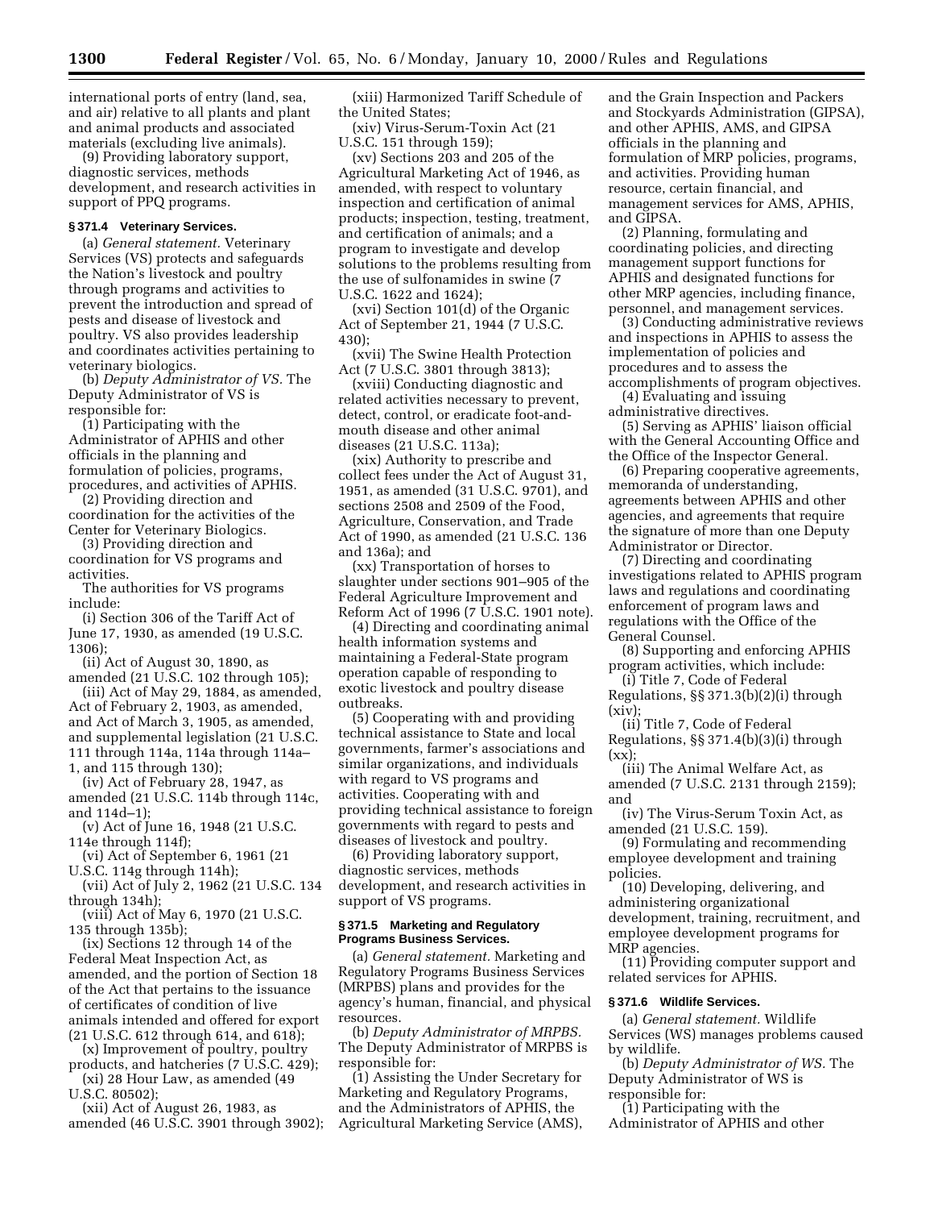international ports of entry (land, sea, and air) relative to all plants and plant and animal products and associated materials (excluding live animals).

(9) Providing laboratory support, diagnostic services, methods development, and research activities in support of PPQ programs.

### § 371.4 Veterinary Services.

(a) *General statement.* Veterinary Services (VS) protects and safeguards the Nation's livestock and poultry through programs and activities to prevent the introduction and spread of pests and disease of livestock and poultry. VS also provides leadership and coordinates activities pertaining to veterinary biologics.

(b) *Deputy Administrator of VS.* The Deputy Administrator of VS is responsible for:

(1) Participating with the Administrator of APHIS and other officials in the planning and formulation of policies, programs, procedures, and activities of APHIS.

(2) Providing direction and coordination for the activities of the Center for Veterinary Biologics.

(3) Providing direction and coordination for VS programs and activities.

The authorities for VS programs include:

(i) Section 306 of the Tariff Act of June 17, 1930, as amended (19 U.S.C. 1306);

(ii) Act of August 30, 1890, as amended (21 U.S.C. 102 through 105);

(iii) Act of May 29, 1884, as amended, Act of February 2, 1903, as amended, and Act of March 3, 1905, as amended, and supplemental legislation (21 U.S.C. 111 through 114a, 114a through 114a–1, and 115 through 130);

(iv) Act of February 28, 1947, as amended (21 U.S.C. 114b through 114c, and 114d–1);

(v) Act of June 16, 1948 (21 U.S.C. 114e through 114f);

(vi) Act of September 6, 1961 (21 U.S.C. 114g through 114h);

(vii) Act of July 2, 1962 (21 U.S.C. 134 through 134h);

(viii) Act of May 6, 1970 (21 U.S.C. 135 through 135b);

(ix) Sections 12 through 14 of the Federal Meat Inspection Act, as amended, and the portion of Section 18 of the Act that pertains to the issuance of certificates of condition of live animals intended and offered for export (21 U.S.C. 612 through 614, and 618);

(x) Improvement of poultry, poultry products, and hatcheries (7 U.S.C. 429);

(xi) 28 Hour Law, as amended (49 U.S.C. 80502);

(xii) Act of August 26, 1983, as amended (46 U.S.C. 3901 through 3902);

(xiii) Harmonized Tariff Schedule of the United States;

(xiv) Virus-Serum-Toxin Act (21 U.S.C. 151 through 159);

(xv) Sections 203 and 205 of the Agricultural Marketing Act of 1946, as amended, with respect to voluntary inspection and certification of animal products; inspection, testing, treatment, and certification of animals; and a program to investigate and develop solutions to the problems resulting from the use of sulfonamides in swine (7 U.S.C. 1622 and 1624);

(xvi) Section 101(d) of the Organic Act of September 21, 1944 (7 U.S.C. 430);

(xvii) The Swine Health Protection Act (7 U.S.C. 3801 through 3813);

(xviii) Conducting diagnostic and related activities necessary to prevent, detect, control, or eradicate foot-and-mouth disease and other animal diseases (21 U.S.C. 113a);

(xix) Authority to prescribe and collect fees under the Act of August 31, 1951, as amended (31 U.S.C. 9701), and sections 2508 and 2509 of the Food, Agriculture, Conservation, and Trade Act of 1990, as amended (21 U.S.C. 136 and 136a); and

(xx) Transportation of horses to slaughter under sections 901–905 of the Federal Agriculture Improvement and Reform Act of 1996 (7 U.S.C. 1901 note).

(4) Directing and coordinating animal health information systems and maintaining a Federal-State program operation capable of responding to exotic livestock and poultry disease outbreaks.

(5) Cooperating with and providing technical assistance to State and local governments, farmer's associations and similar organizations, and individuals with regard to VS programs and activities. Cooperating with and providing technical assistance to foreign governments with regard to pests and diseases of livestock and poultry.

(6) Providing laboratory support, diagnostic services, methods development, and research activities in support of VS programs.

### § 371.5 Marketing and Regulatory Programs Business Services.

(a) *General statement.* Marketing and Regulatory Programs Business Services (MRPBS) plans and provides for the agency's human, financial, and physical resources.

(b) *Deputy Administrator of MRPBS.* The Deputy Administrator of MRPBS is responsible for:

(1) Assisting the Under Secretary for Marketing and Regulatory Programs, and the Administrators of APHIS, the Agricultural Marketing Service (AMS), and the Grain Inspection and Packers and Stockyards Administration (GIPSA), and other APHIS, AMS, and GIPSA officials in the planning and formulation of MRP policies, programs, and activities. Providing human resource, certain financial, and management services for AMS, APHIS, and GIPSA.

(2) Planning, formulating and coordinating policies, and directing management support functions for APHIS and designated functions for other MRP agencies, including finance, personnel, and management services.

(3) Conducting administrative reviews and inspections in APHIS to assess the implementation of policies and procedures and to assess the accomplishments of program objectives.

(4) Evaluating and issuing administrative directives.

(5) Serving as APHIS' liaison official with the General Accounting Office and the Office of the Inspector General.

(6) Preparing cooperative agreements, memoranda of understanding, agreements between APHIS and other agencies, and agreements that require the signature of more than one Deputy Administrator or Director.

(7) Directing and coordinating investigations related to APHIS program laws and regulations and coordinating enforcement of program laws and regulations with the Office of the General Counsel.

(8) Supporting and enforcing APHIS program activities, which include:

(i) Title 7, Code of Federal Regulations, §§ 371.3(b)(2)(i) through (xiv);

(ii) Title 7, Code of Federal Regulations, §§ 371.4(b)(3)(i) through (xx);

(iii) The Animal Welfare Act, as amended (7 U.S.C. 2131 through 2159); and

(iv) The Virus-Serum Toxin Act, as amended (21 U.S.C. 159).

(9) Formulating and recommending employee development and training policies.

(10) Developing, delivering, and administering organizational development, training, recruitment, and employee development programs for MRP agencies.

(11) Providing computer support and related services for APHIS.

### § 371.6 Wildlife Services.

(a) *General statement.* Wildlife Services (WS) manages problems caused by wildlife.

(b) *Deputy Administrator of WS.* The Deputy Administrator of WS is responsible for:

(1) Participating with the Administrator of APHIS and other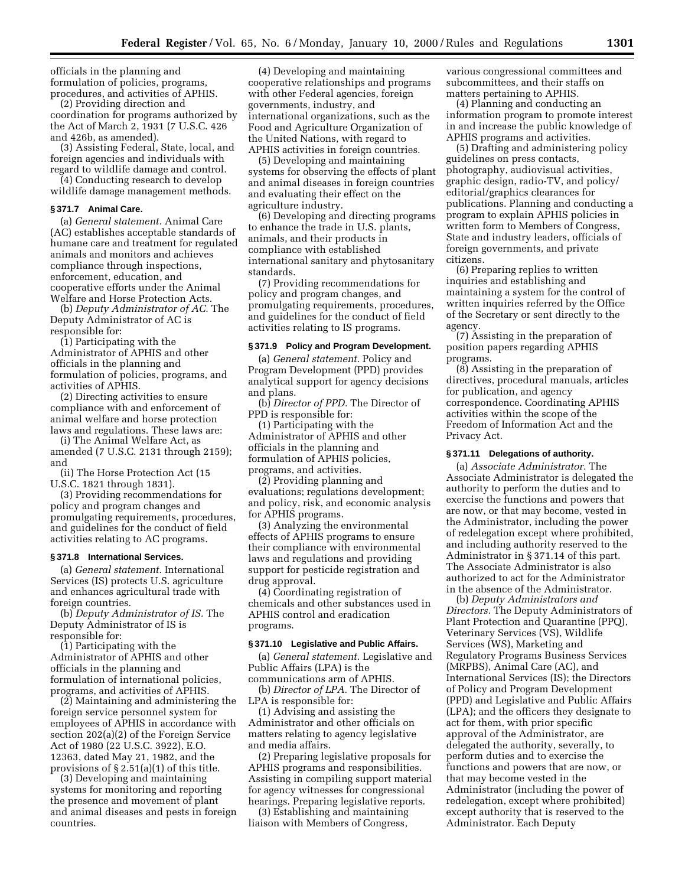officials in the planning and formulation of policies, programs, procedures, and activities of APHIS.

(2) Providing direction and coordination for programs authorized by the Act of March 2, 1931 (7 U.S.C. 426 and 426b, as amended).

(3) Assisting Federal, State, local, and foreign agencies and individuals with regard to wildlife damage and control.

(4) Conducting research to develop wildlife damage management methods.

### § 371.7 Animal Care.

(a) *General statement.* Animal Care (AC) establishes acceptable standards of humane care and treatment for regulated animals and monitors and achieves compliance through inspections, enforcement, education, and cooperative efforts under the Animal Welfare and Horse Protection Acts.

(b) *Deputy Administrator of AC.* The Deputy Administrator of AC is responsible for:

(1) Participating with the Administrator of APHIS and other officials in the planning and formulation of policies, programs, and activities of APHIS.

(2) Directing activities to ensure compliance with and enforcement of animal welfare and horse protection laws and regulations. These laws are:

(i) The Animal Welfare Act, as amended (7 U.S.C. 2131 through 2159); and

(ii) The Horse Protection Act (15 U.S.C. 1821 through 1831).

(3) Providing recommendations for policy and program changes and promulgating requirements, procedures, and guidelines for the conduct of field activities relating to AC programs.

### § 371.8 International Services.

(a) *General statement.* International Services (IS) protects U.S. agriculture and enhances agricultural trade with foreign countries.

(b) *Deputy Administrator of IS.* The Deputy Administrator of IS is responsible for:

(1) Participating with the Administrator of APHIS and other officials in the planning and formulation of international policies, programs, and activities of APHIS.

(2) Maintaining and administering the foreign service personnel system for employees of APHIS in accordance with section 202(a)(2) of the Foreign Service Act of 1980 (22 U.S.C. 3922), E.O. 12363, dated May 21, 1982, and the provisions of § 2.51(a)(1) of this title.

(3) Developing and maintaining systems for monitoring and reporting the presence and movement of plant and animal diseases and pests in foreign countries.

(4) Developing and maintaining cooperative relationships and programs with other Federal agencies, foreign governments, industry, and international organizations, such as the Food and Agriculture Organization of the United Nations, with regard to APHIS activities in foreign countries.

(5) Developing and maintaining systems for observing the effects of plant and animal diseases in foreign countries and evaluating their effect on the agriculture industry.

(6) Developing and directing programs to enhance the trade in U.S. plants, animals, and their products in compliance with established international sanitary and phytosanitary standards.

(7) Providing recommendations for policy and program changes, and promulgating requirements, procedures, and guidelines for the conduct of field activities relating to IS programs.

### § 371.9 Policy and Program Development.

(a) *General statement.* Policy and Program Development (PPD) provides analytical support for agency decisions and plans.

(b) *Director of PPD.* The Director of PPD is responsible for:

(1) Participating with the Administrator of APHIS and other officials in the planning and formulation of APHIS policies, programs, and activities.

(2) Providing planning and evaluations; regulations development; and policy, risk, and economic analysis for APHIS programs.

(3) Analyzing the environmental effects of APHIS programs to ensure their compliance with environmental laws and regulations and providing support for pesticide registration and drug approval.

(4) Coordinating registration of chemicals and other substances used in APHIS control and eradication programs.

### § 371.10 Legislative and Public Affairs.

(a) *General statement.* Legislative and Public Affairs (LPA) is the communications arm of APHIS.

(b) *Director of LPA.* The Director of LPA is responsible for:

(1) Advising and assisting the Administrator and other officials on matters relating to agency legislative and media affairs.

(2) Preparing legislative proposals for APHIS programs and responsibilities. Assisting in compiling support material for agency witnesses for congressional hearings. Preparing legislative reports.

(3) Establishing and maintaining liaison with Members of Congress, various congressional committees and subcommittees, and their staffs on matters pertaining to APHIS.

(4) Planning and conducting an information program to promote interest in and increase the public knowledge of APHIS programs and activities.

(5) Drafting and administering policy guidelines on press contacts, photography, audiovisual activities, graphic design, radio-TV, and policy/editorial/graphics clearances for publications. Planning and conducting a program to explain APHIS policies in written form to Members of Congress, State and industry leaders, officials of foreign governments, and private citizens.

(6) Preparing replies to written inquiries and establishing and maintaining a system for the control of written inquiries referred by the Office of the Secretary or sent directly to the agency.

(7) Assisting in the preparation of position papers regarding APHIS programs.

(8) Assisting in the preparation of directives, procedural manuals, articles for publication, and agency correspondence. Coordinating APHIS activities within the scope of the Freedom of Information Act and the Privacy Act.

### § 371.11 Delegations of authority.

(a) *Associate Administrator.* The Associate Administrator is delegated the authority to perform the duties and to exercise the functions and powers that are now, or that may become, vested in the Administrator, including the power of redelegation except where prohibited, and including authority reserved to the Administrator in § 371.14 of this part. The Associate Administrator is also authorized to act for the Administrator in the absence of the Administrator.

(b) *Deputy Administrators and Directors.* The Deputy Administrators of Plant Protection and Quarantine (PPQ), Veterinary Services (VS), Wildlife Services (WS), Marketing and Regulatory Programs Business Services (MRPBS), Animal Care (AC), and International Services (IS); the Directors of Policy and Program Development (PPD) and Legislative and Public Affairs (LPA); and the officers they designate to act for them, with prior specific approval of the Administrator, are delegated the authority, severally, to perform duties and to exercise the functions and powers that are now, or that may become vested in the Administrator (including the power of redelegation, except where prohibited) except authority that is reserved to the Administrator. Each Deputy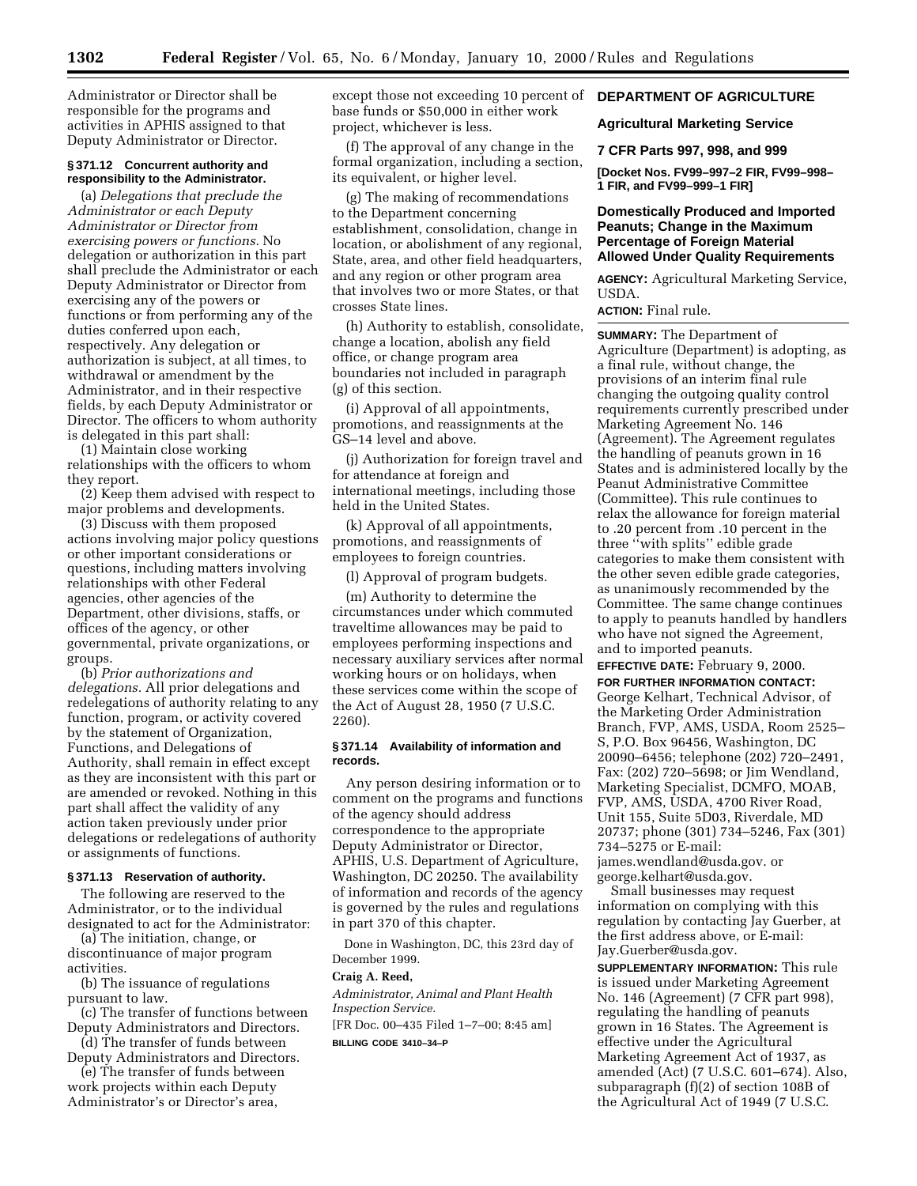Administrator or Director shall be responsible for the programs and activities in APHIS assigned to that Deputy Administrator or Director.

**§ 371.12 Concurrent authority and responsibility to the Administrator.**

(a) *Delegations that preclude the Administrator or each Deputy Administrator or Director from exercising powers or functions.* No delegation or authorization in this part shall preclude the Administrator or each Deputy Administrator or Director from exercising any of the powers or functions or from performing any of the duties conferred upon each, respectively. Any delegation or authorization is subject, at all times, to withdrawal or amendment by the Administrator, and in their respective fields, by each Deputy Administrator or Director. The officers to whom authority is delegated in this part shall:

(1) Maintain close working relationships with the officers to whom they report.

(2) Keep them advised with respect to major problems and developments.

(3) Discuss with them proposed actions involving major policy questions or other important considerations or questions, including matters involving relationships with other Federal agencies, other agencies of the Department, other divisions, staffs, or offices of the agency, or other governmental, private organizations, or groups.

(b) *Prior authorizations and delegations.* All prior delegations and redelegations of authority relating to any function, program, or activity covered by the statement of Organization, Functions, and Delegations of Authority, shall remain in effect except as they are inconsistent with this part or are amended or revoked. Nothing in this part shall affect the validity of any action taken previously under prior delegations or redelegations of authority or assignments of functions.

**§ 371.13 Reservation of authority.**

The following are reserved to the Administrator, or to the individual designated to act for the Administrator:

(a) The initiation, change, or discontinuance of major program activities.

(b) The issuance of regulations pursuant to law.

(c) The transfer of functions between Deputy Administrators and Directors.

(d) The transfer of funds between Deputy Administrators and Directors.

(e) The transfer of funds between work projects within each Deputy Administrator's or Director's area, except those not exceeding 10 percent of base funds or $50,000 in either work project, whichever is less.

(f) The approval of any change in the formal organization, including a section, its equivalent, or higher level.

(g) The making of recommendations to the Department concerning establishment, consolidation, change in location, or abolishment of any regional, State, area, and other field headquarters, and any region or other program area that involves two or more States, or that crosses State lines.

(h) Authority to establish, consolidate, change a location, abolish any field office, or change program area boundaries not included in paragraph (g) of this section.

(i) Approval of all appointments, promotions, and reassignments at the GS–14 level and above.

(j) Authorization for foreign travel and for attendance at foreign and international meetings, including those held in the United States.

(k) Approval of all appointments, promotions, and reassignments of employees to foreign countries.

(l) Approval of program budgets.

(m) Authority to determine the circumstances under which commuted traveltime allowances may be paid to employees performing inspections and necessary auxiliary services after normal working hours or on holidays, when these services come within the scope of the Act of August 28, 1950 (7 U.S.C. 2260).

**§ 371.14 Availability of information and records.**

Any person desiring information or to comment on the programs and functions of the agency should address correspondence to the appropriate Deputy Administrator or Director, APHIS, U.S. Department of Agriculture, Washington, DC 20250. The availability of information and records of the agency is governed by the rules and regulations in part 370 of this chapter.

Done in Washington, DC, this 23rd day of December 1999.

**Craig A. Reed,**

*Administrator, Animal and Plant Health Inspection Service.*

[FR Doc. 00–435 Filed 1–7–00; 8:45 am]

**BILLING CODE 3410–34–P**

## DEPARTMENT OF AGRICULTURE

### Agricultural Marketing Service

### 7 CFR Parts 997, 998, and 999

**[Docket Nos. FV99–997–2 FIR, FV99–998–1 FIR, and FV99–999–1 FIR]**

### Domestically Produced and Imported Peanuts; Change in the Maximum Percentage of Foreign Material Allowed Under Quality Requirements

**AGENCY:** Agricultural Marketing Service, USDA.

**ACTION:** Final rule.

**SUMMARY:** The Department of Agriculture (Department) is adopting, as a final rule, without change, the provisions of an interim final rule changing the outgoing quality control requirements currently prescribed under Marketing Agreement No. 146 (Agreement). The Agreement regulates the handling of peanuts grown in 16 States and is administered locally by the Peanut Administrative Committee (Committee). This rule continues to relax the allowance for foreign material to .20 percent from .10 percent in the three "with splits" edible grade categories to make them consistent with the other seven edible grade categories, as unanimously recommended by the Committee. The same change continues to apply to peanuts handled by handlers who have not signed the Agreement, and to imported peanuts.

**EFFECTIVE DATE:** February 9, 2000.

**FOR FURTHER INFORMATION CONTACT:** George Kelhart, Technical Advisor, of the Marketing Order Administration Branch, FVP, AMS, USDA, Room 2525–S, P.O. Box 96456, Washington, DC 20090–6456; telephone (202) 720–2491, Fax: (202) 720–5698; or Jim Wendland, Marketing Specialist, DCMFO, MOAB, FVP, AMS, USDA, 4700 River Road, Unit 155, Suite 5D03, Riverdale, MD 20737; phone (301) 734–5246, Fax (301) 734–5275 or E-mail: james.wendland@usda.gov. or george.kelhart@usda.gov.

Small businesses may request information on complying with this regulation by contacting Jay Guerber, at the first address above, or E-mail: Jay.Guerber@usda.gov.

**SUPPLEMENTARY INFORMATION:** This rule is issued under Marketing Agreement No. 146 (Agreement) (7 CFR part 998), regulating the handling of peanuts grown in 16 States. The Agreement is effective under the Agricultural Marketing Agreement Act of 1937, as amended (Act) (7 U.S.C. 601–674). Also, subparagraph (f)(2) of section 108B of the Agricultural Act of 1949 (7 U.S.C.